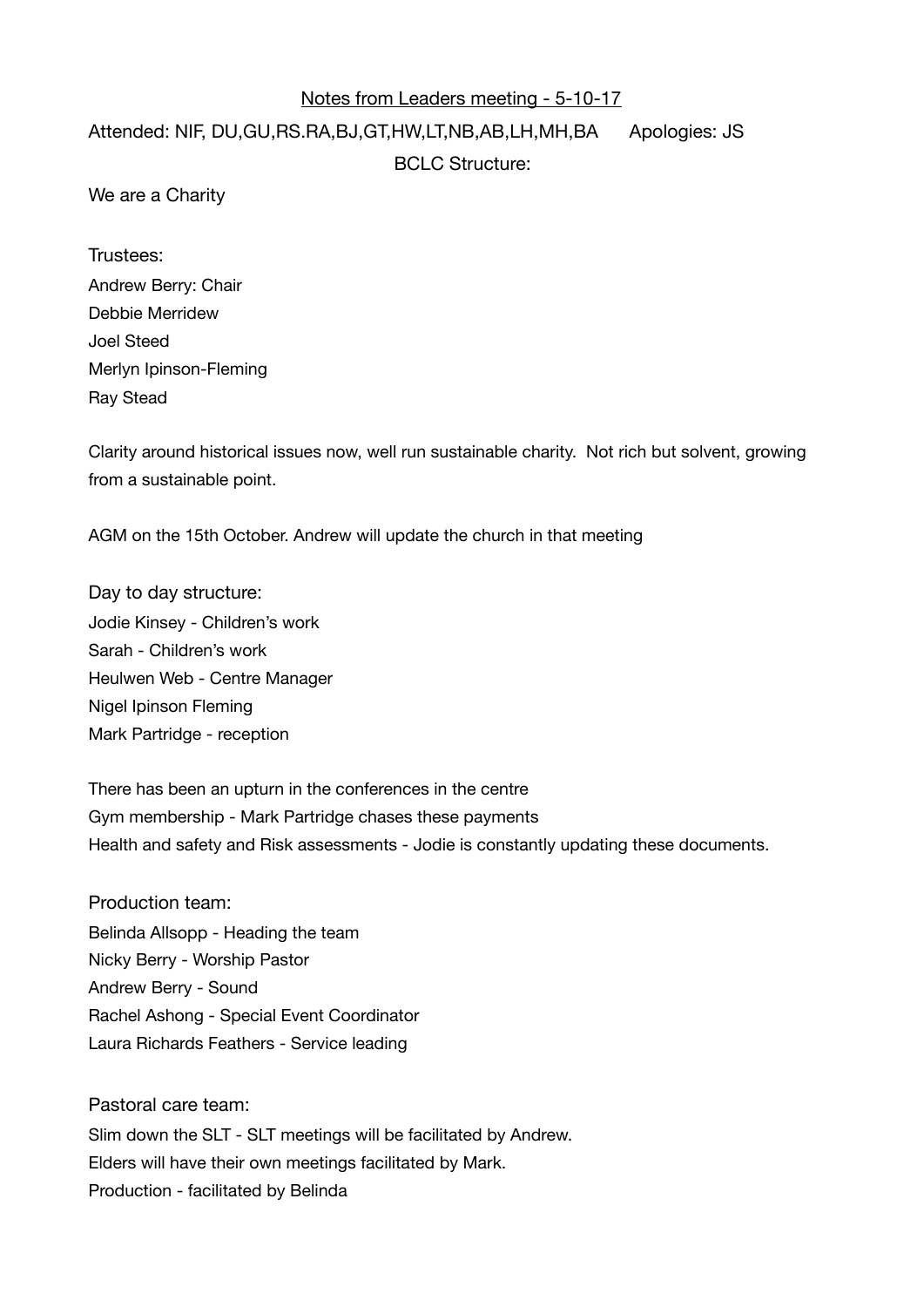# Notes from Leaders meeting - 5-10-17

Attended: NIF, DU,GU,RS.RA,BJ,GT,HW,LT,NB,AB,LH,MH,BA     Apologies: JS

BCLC Structure:

We are a Charity

Trustees:
Andrew Berry: Chair
Debbie Merridew
Joel Steed
Merlyn Ipinson-Fleming
Ray Stead

Clarity around historical issues now, well run sustainable charity. Not rich but solvent, growing from a sustainable point.

AGM on the 15th October. Andrew will update the church in that meeting

Day to day structure:
Jodie Kinsey - Children's work
Sarah - Children's work
Heulwen Web - Centre Manager
Nigel Ipinson Fleming
Mark Partridge - reception

There has been an upturn in the conferences in the centre
Gym membership - Mark Partridge chases these payments
Health and safety and Risk assessments - Jodie is constantly updating these documents.

Production team:
Belinda Allsopp - Heading the team
Nicky Berry - Worship Pastor
Andrew Berry - Sound
Rachel Ashong - Special Event Coordinator
Laura Richards Feathers - Service leading

Pastoral care team:
Slim down the SLT - SLT meetings will be facilitated by Andrew.
Elders will have their own meetings facilitated by Mark.
Production - facilitated by Belinda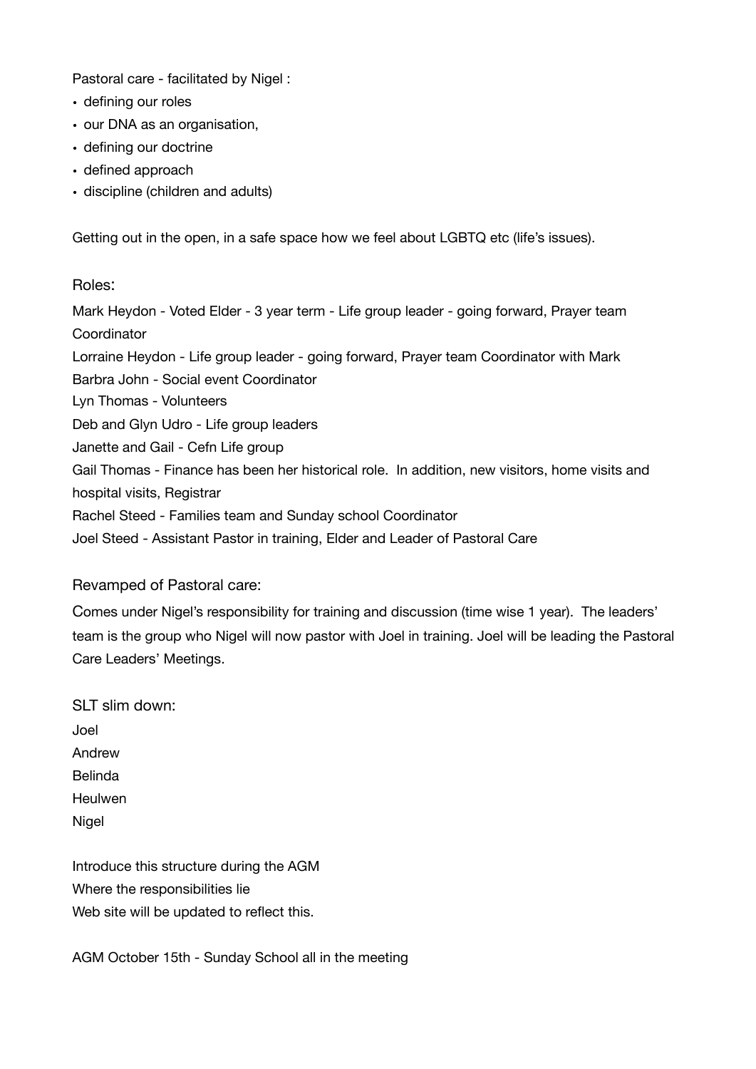Pastoral care - facilitated by Nigel :

- defining our roles
- our DNA as an organisation,
- defining our doctrine
- defined approach
- discipline (children and adults)

Getting out in the open, in a safe space how we feel about LGBTQ etc (life's issues).

### Roles:

Mark Heydon - Voted Elder - 3 year term - Life group leader - going forward, Prayer team Coordinator
Lorraine Heydon - Life group leader - going forward, Prayer team Coordinator with Mark
Barbra John - Social event Coordinator
Lyn Thomas - Volunteers
Deb and Glyn Udro - Life group leaders
Janette and Gail - Cefn Life group
Gail Thomas - Finance has been her historical role. In addition, new visitors, home visits and hospital visits, Registrar
Rachel Steed - Families team and Sunday school Coordinator
Joel Steed - Assistant Pastor in training, Elder and Leader of Pastoral Care

### Revamped of Pastoral care:

Comes under Nigel's responsibility for training and discussion (time wise 1 year). The leaders' team is the group who Nigel will now pastor with Joel in training. Joel will be leading the Pastoral Care Leaders' Meetings.

### SLT slim down:

Joel
Andrew
Belinda
Heulwen
Nigel

Introduce this structure during the AGM
Where the responsibilities lie
Web site will be updated to reflect this.

AGM October 15th - Sunday School all in the meeting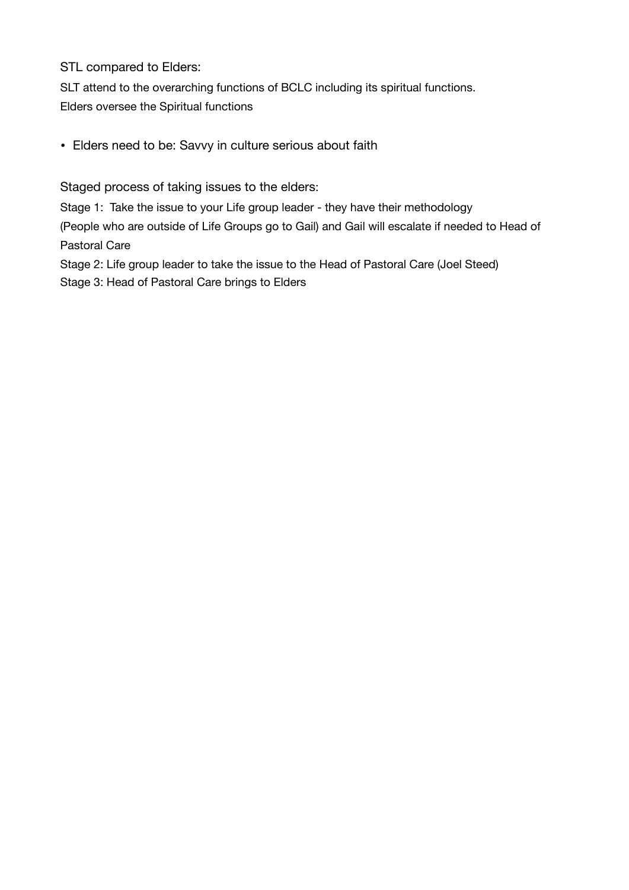STL compared to Elders:

SLT attend to the overarching functions of BCLC including its spiritual functions.
Elders oversee the Spiritual functions

- Elders need to be: Savvy in culture serious about faith

Staged process of taking issues to the elders:

Stage 1: Take the issue to your Life group leader - they have their methodology
(People who are outside of Life Groups go to Gail) and Gail will escalate if needed to Head of Pastoral Care
Stage 2: Life group leader to take the issue to the Head of Pastoral Care (Joel Steed)
Stage 3: Head of Pastoral Care brings to Elders